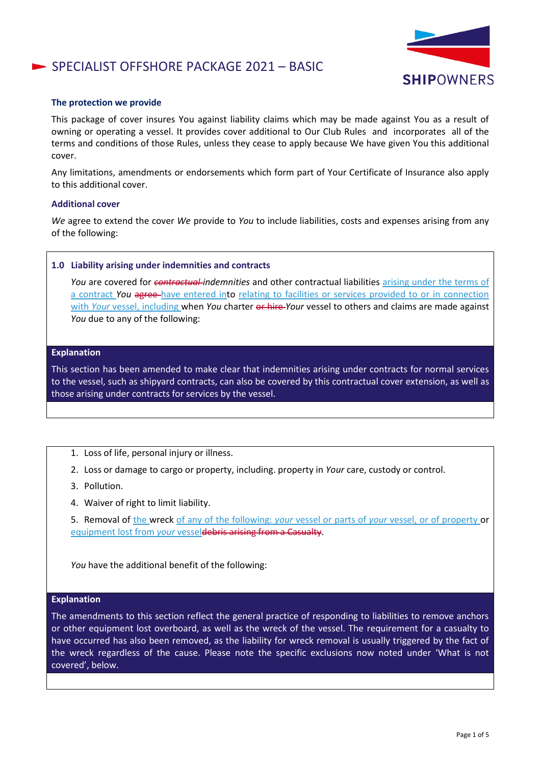# SPECIALIST OFFSHORE PACKAGE 2021 – BASIC

SHIPOWNERS

### The protection we provide

This package of cover insures You against liability claims which may be made against You as a result of owning or operating a vessel. It provides cover additional to Our Club Rules and incorporates all of the terms and conditions of those Rules, unless they cease to apply because We have given You this additional cover.

Any limitations, amendments or endorsements which form part of Your Certificate of Insurance also apply to this additional cover.

### Additional cover

*We* agree to extend the cover *We* provide to *You* to include liabilities, costs and expenses arising from any of the following:

#### 1.0 Liability arising under indemnities and contracts

*You* are covered for ~~*contractual*~~ *indemnities* and other contractual liabilities arising under the terms of a contract *You* ~~agree~~ have entered into relating to facilities or services provided to or in connection with *Your* vessel, including when *You* charter ~~or hire~~ *Your* vessel to others and claims are made against *You* due to any of the following:

**Explanation**

This section has been amended to make clear that indemnities arising under contracts for normal services to the vessel, such as shipyard contracts, can also be covered by this contractual cover extension, as well as those arising under contracts for services by the vessel.

1. Loss of life, personal injury or illness.
2. Loss or damage to cargo or property, including. property in *Your* care, custody or control.
3. Pollution.
4. Waiver of right to limit liability.
5. Removal of the wreck of any of the following: *your* vessel or parts of *your* vessel, or of property or equipment lost from *your* vessel ~~debris arising from a Casualty~~.

*You* have the additional benefit of the following:

**Explanation**

The amendments to this section reflect the general practice of responding to liabilities to remove anchors or other equipment lost overboard, as well as the wreck of the vessel. The requirement for a casualty to have occurred has also been removed, as the liability for wreck removal is usually triggered by the fact of the wreck regardless of the cause. Please note the specific exclusions now noted under 'What is not covered', below.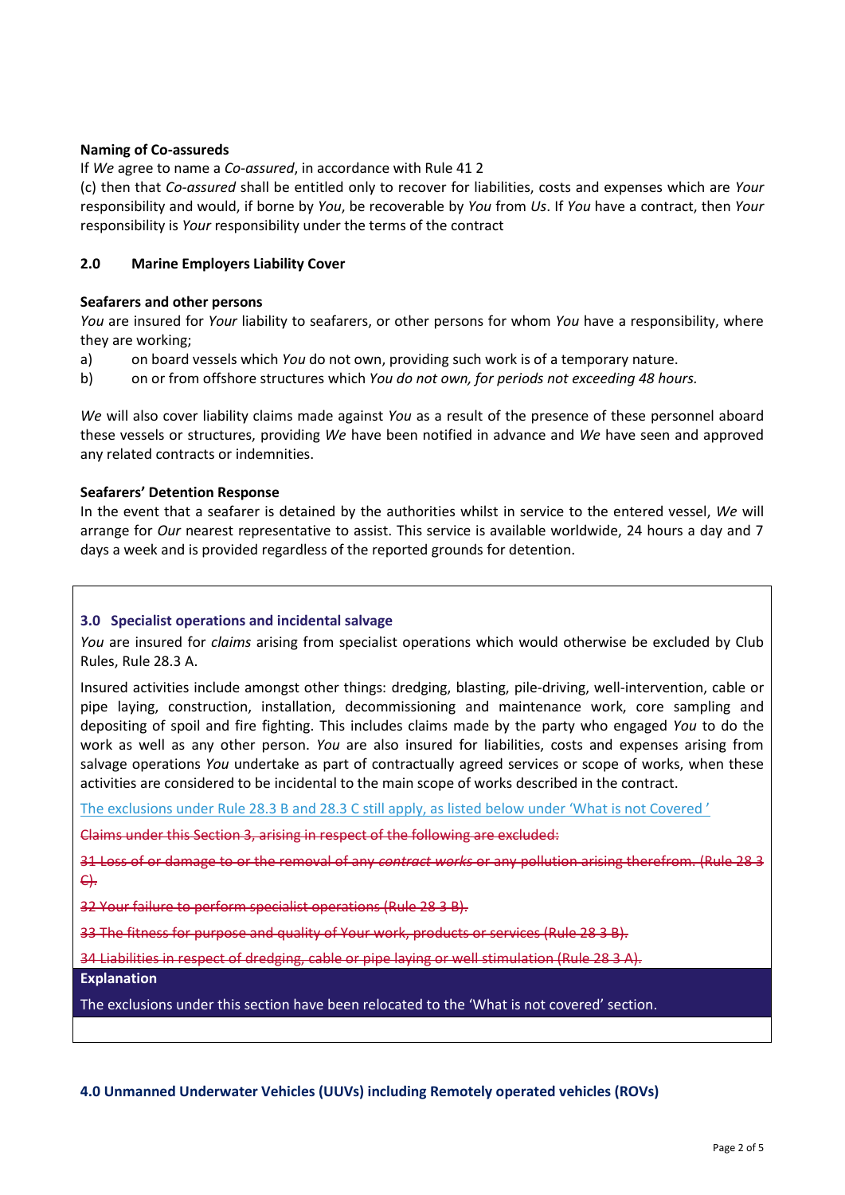**Naming of Co-assureds**

If *We* agree to name a *Co-assured*, in accordance with Rule 41 2

(c) then that *Co-assured* shall be entitled only to recover for liabilities, costs and expenses which are *Your* responsibility and would, if borne by *You*, be recoverable by *You* from *Us*. If *You* have a contract, then *Your* responsibility is *Your* responsibility under the terms of the contract

## 2.0 Marine Employers Liability Cover

**Seafarers and other persons**

*You* are insured for *Your* liability to seafarers, or other persons for whom *You* have a responsibility, where they are working;

a) on board vessels which *You* do not own, providing such work is of a temporary nature.

b) on or from offshore structures which *You do not own, for periods not exceeding 48 hours.*

*We* will also cover liability claims made against *You* as a result of the presence of these personnel aboard these vessels or structures, providing *We* have been notified in advance and *We* have seen and approved any related contracts or indemnities.

**Seafarers' Detention Response**

In the event that a seafarer is detained by the authorities whilst in service to the entered vessel, *We* will arrange for *Our* nearest representative to assist. This service is available worldwide, 24 hours a day and 7 days a week and is provided regardless of the reported grounds for detention.

## 3.0 Specialist operations and incidental salvage

*You* are insured for *claims* arising from specialist operations which would otherwise be excluded by Club Rules, Rule 28.3 A.

Insured activities include amongst other things: dredging, blasting, pile-driving, well-intervention, cable or pipe laying, construction, installation, decommissioning and maintenance work, core sampling and depositing of spoil and fire fighting. This includes claims made by the party who engaged *You* to do the work as well as any other person. *You* are also insured for liabilities, costs and expenses arising from salvage operations *You* undertake as part of contractually agreed services or scope of works, when these activities are considered to be incidental to the main scope of works described in the contract.

The exclusions under Rule 28.3 B and 28.3 C still apply, as listed below under 'What is not Covered '

~~Claims under this Section 3, arising in respect of the following are excluded:~~

~~31 Loss of or damage to or the removal of any *contract works* or any pollution arising therefrom. (Rule 28 3 C).~~

~~32 Your failure to perform specialist operations (Rule 28 3 B).~~

~~33 The fitness for purpose and quality of Your work, products or services (Rule 28 3 B).~~

~~34 Liabilities in respect of dredging, cable or pipe laying or well stimulation (Rule 28 3 A).~~

**Explanation**

The exclusions under this section have been relocated to the 'What is not covered' section.

## 4.0 Unmanned Underwater Vehicles (UUVs) including Remotely operated vehicles (ROVs)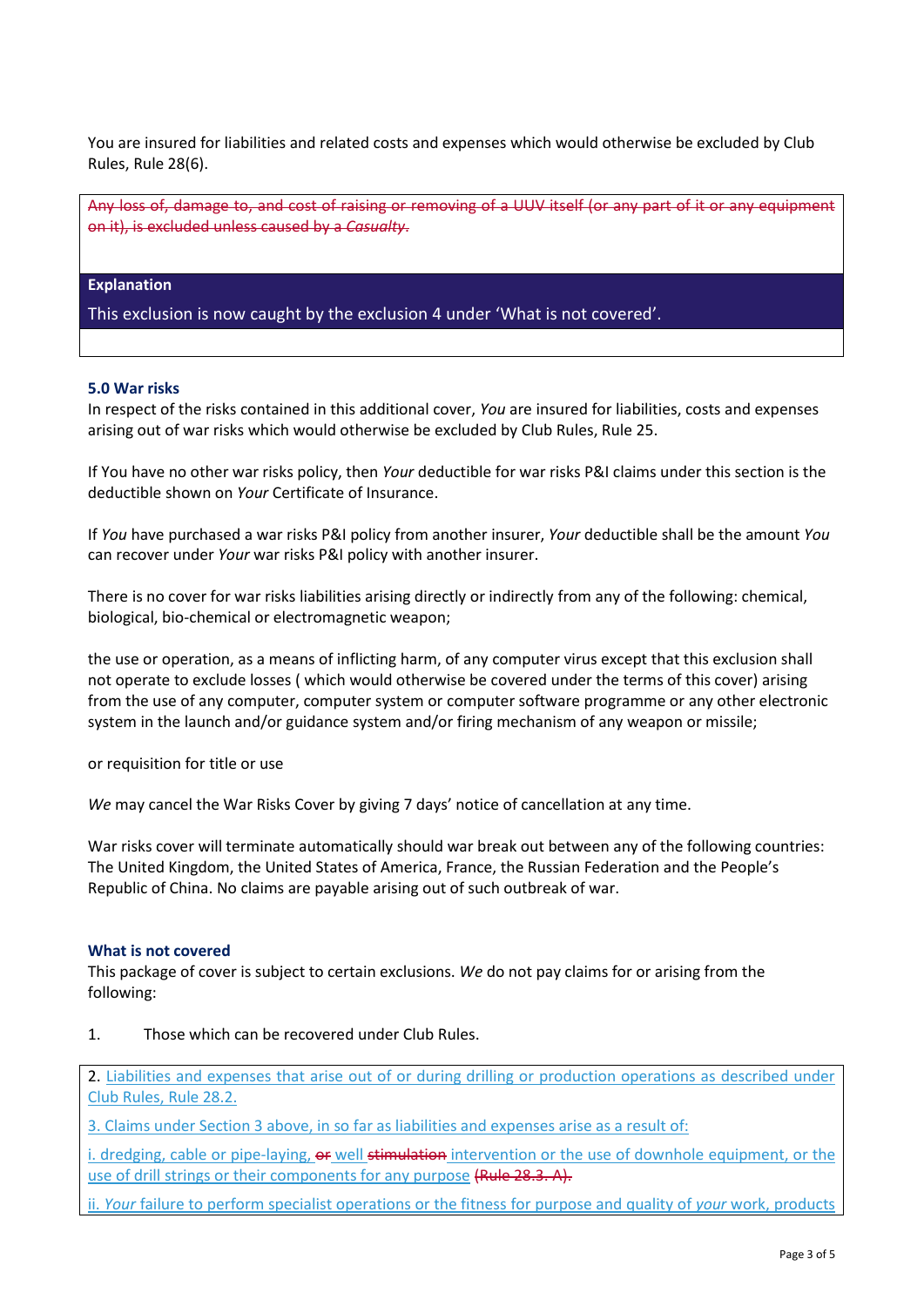You are insured for liabilities and related costs and expenses which would otherwise be excluded by Club Rules, Rule 28(6).

~~Any loss of, damage to, and cost of raising or removing of a UUV itself (or any part of it or any equipment on it), is excluded unless caused by a *Casualty*.~~

**Explanation**

This exclusion is now caught by the exclusion 4 under 'What is not covered'.

### 5.0 War risks

In respect of the risks contained in this additional cover, *You* are insured for liabilities, costs and expenses arising out of war risks which would otherwise be excluded by Club Rules, Rule 25.

If You have no other war risks policy, then *Your* deductible for war risks P&I claims under this section is the deductible shown on *Your* Certificate of Insurance.

If *You* have purchased a war risks P&I policy from another insurer, *Your* deductible shall be the amount *You* can recover under *Your* war risks P&I policy with another insurer.

There is no cover for war risks liabilities arising directly or indirectly from any of the following: chemical, biological, bio-chemical or electromagnetic weapon;

the use or operation, as a means of inflicting harm, of any computer virus except that this exclusion shall not operate to exclude losses ( which would otherwise be covered under the terms of this cover) arising from the use of any computer, computer system or computer software programme or any other electronic system in the launch and/or guidance system and/or firing mechanism of any weapon or missile;

or requisition for title or use

*We* may cancel the War Risks Cover by giving 7 days' notice of cancellation at any time.

War risks cover will terminate automatically should war break out between any of the following countries: The United Kingdom, the United States of America, France, the Russian Federation and the People's Republic of China. No claims are payable arising out of such outbreak of war.

### What is not covered

This package of cover is subject to certain exclusions. *We* do not pay claims for or arising from the following:

1. Those which can be recovered under Club Rules.

2. Liabilities and expenses that arise out of or during drilling or production operations as described under Club Rules, Rule 28.2.

3. Claims under Section 3 above, in so far as liabilities and expenses arise as a result of:

i. dredging, cable or pipe-laying, ~~or~~ well ~~stimulation~~ intervention or the use of downhole equipment, or the use of drill strings or their components for any purpose ~~(Rule 28.3. A).~~

ii. *Your* failure to perform specialist operations or the fitness for purpose and quality of *your* work, products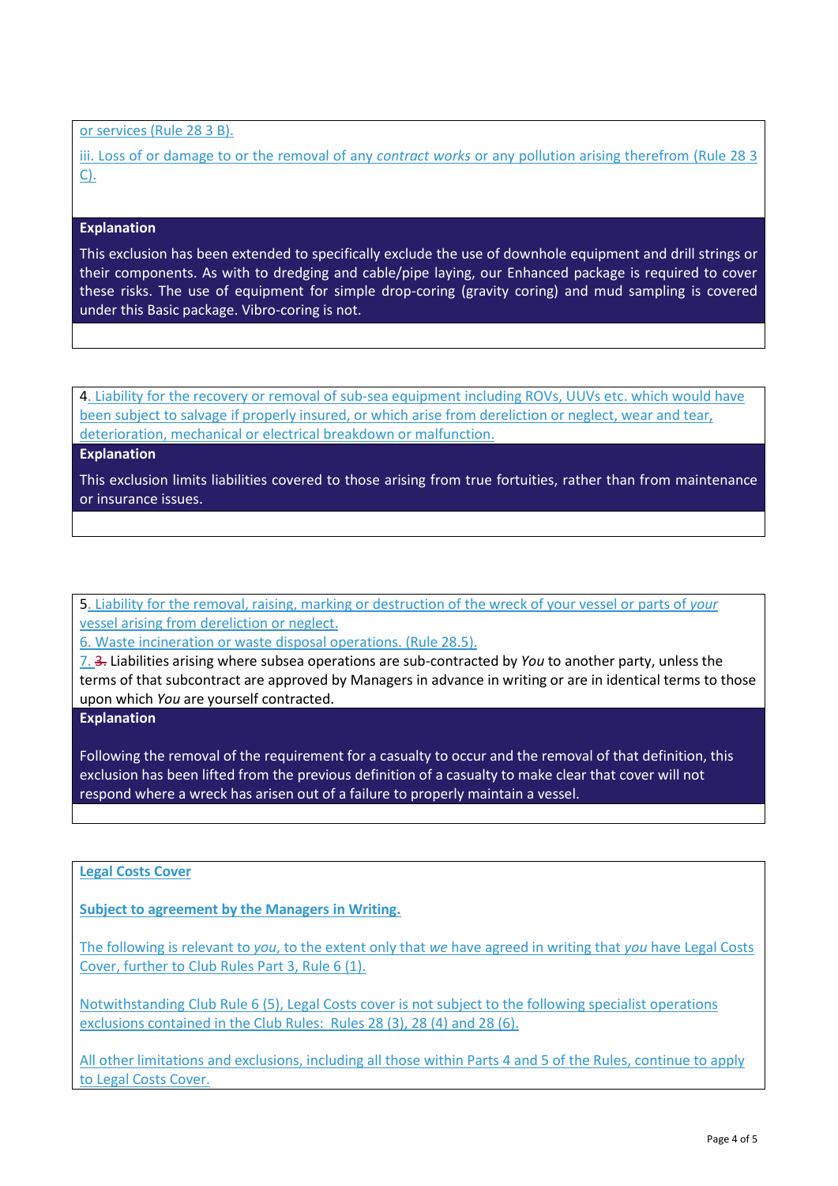or services (Rule 28 3 B).

iii. Loss of or damage to or the removal of any *contract works* or any pollution arising therefrom (Rule 28 3 C).

**Explanation**

This exclusion has been extended to specifically exclude the use of downhole equipment and drill strings or their components. As with to dredging and cable/pipe laying, our Enhanced package is required to cover these risks. The use of equipment for simple drop-coring (gravity coring) and mud sampling is covered under this Basic package. Vibro-coring is not.

4. Liability for the recovery or removal of sub-sea equipment including ROVs, UUVs etc. which would have been subject to salvage if properly insured, or which arise from dereliction or neglect, wear and tear, deterioration, mechanical or electrical breakdown or malfunction.

**Explanation**

This exclusion limits liabilities covered to those arising from true fortuities, rather than from maintenance or insurance issues.

5. Liability for the removal, raising, marking or destruction of the wreck of your vessel or parts of *your* vessel arising from dereliction or neglect.

6. Waste incineration or waste disposal operations. (Rule 28.5).

7. ~~3.~~ Liabilities arising where subsea operations are sub-contracted by *You* to another party, unless the terms of that subcontract are approved by Managers in advance in writing or are in identical terms to those upon which *You* are yourself contracted.

**Explanation**

Following the removal of the requirement for a casualty to occur and the removal of that definition, this exclusion has been lifted from the previous definition of a casualty to make clear that cover will not respond where a wreck has arisen out of a failure to properly maintain a vessel.

**Legal Costs Cover**

**Subject to agreement by the Managers in Writing.**

The following is relevant to *you*, to the extent only that *we* have agreed in writing that *you* have Legal Costs Cover, further to Club Rules Part 3, Rule 6 (1).

Notwithstanding Club Rule 6 (5), Legal Costs cover is not subject to the following specialist operations exclusions contained in the Club Rules: Rules 28 (3), 28 (4) and 28 (6).

All other limitations and exclusions, including all those within Parts 4 and 5 of the Rules, continue to apply to Legal Costs Cover.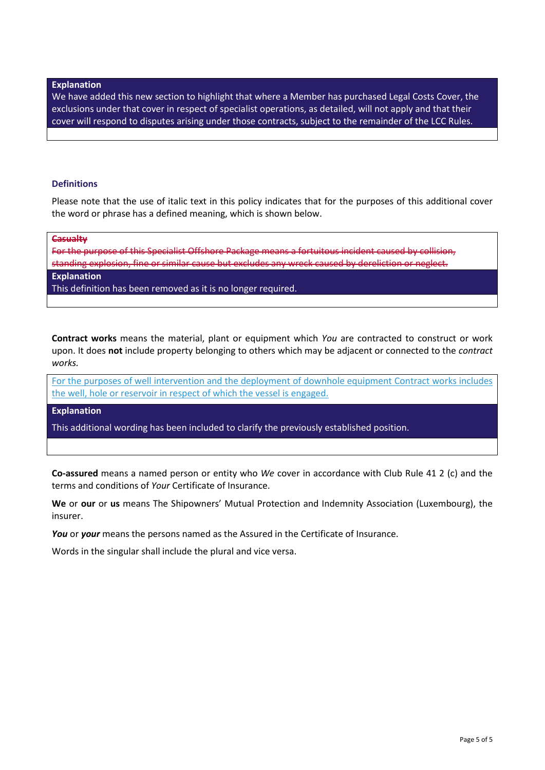**Explanation**

We have added this new section to highlight that where a Member has purchased Legal Costs Cover, the exclusions under that cover in respect of specialist operations, as detailed, will not apply and that their cover will respond to disputes arising under those contracts, subject to the remainder of the LCC Rules.

### Definitions

Please note that the use of italic text in this policy indicates that for the purposes of this additional cover the word or phrase has a defined meaning, which is shown below.

~~**Casualty**~~

~~For the purpose of this Specialist Offshore Package means a fortuitous incident caused by collision, standing explosion, fine or similar cause but excludes any wreck caused by dereliction or neglect.~~

**Explanation**

This definition has been removed as it is no longer required.

**Contract works** means the material, plant or equipment which *You* are contracted to construct or work upon. It does **not** include property belonging to others which may be adjacent or connected to the *contract works.*

For the purposes of well intervention and the deployment of downhole equipment Contract works includes the well, hole or reservoir in respect of which the vessel is engaged.

**Explanation**

This additional wording has been included to clarify the previously established position.

**Co-assured** means a named person or entity who *We* cover in accordance with Club Rule 41 2 (c) and the terms and conditions of *Your* Certificate of Insurance.

**We** or **our** or **us** means The Shipowners' Mutual Protection and Indemnity Association (Luxembourg), the insurer.

***You*** or ***your*** means the persons named as the Assured in the Certificate of Insurance.

Words in the singular shall include the plural and vice versa.